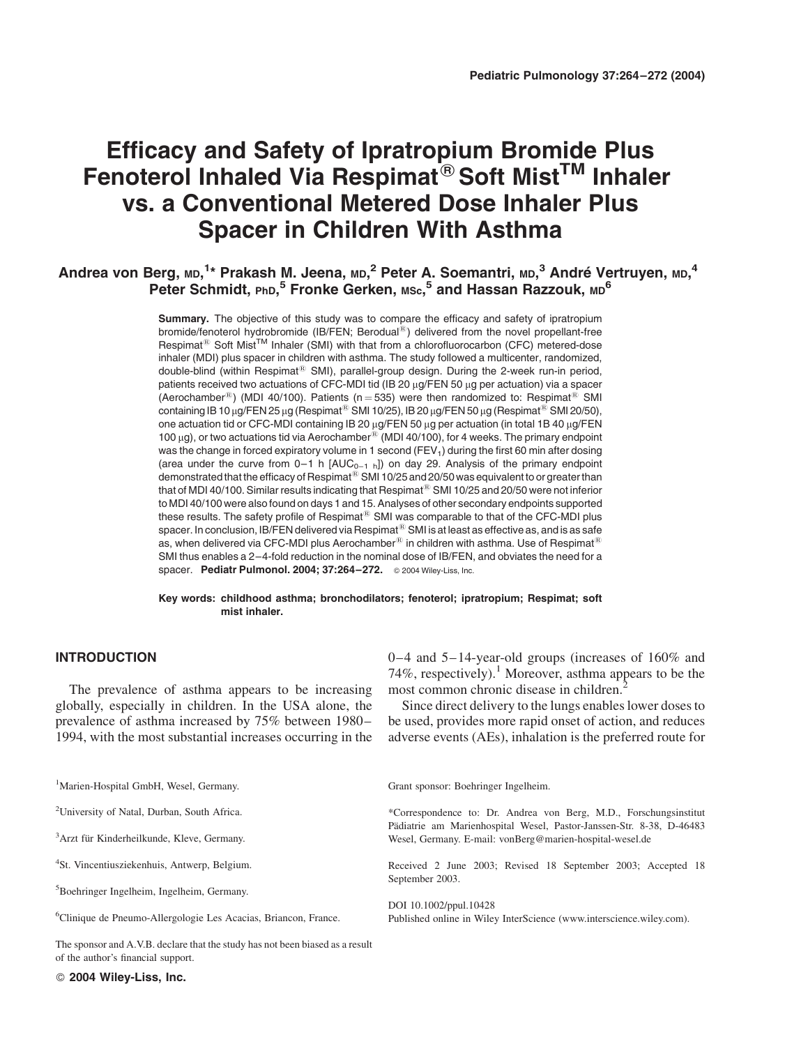# Efficacy and Safety of Ipratropium Bromide Plus Fenoterol Inhaled Via Respimat® Soft Mist™ Inhaler vs. a Conventional Metered Dose Inhaler Plus Spacer in Children With Asthma

**Andrea von Berg, MD,[1]* Prakash M. Jeena, MD,[2] Peter A. Soemantri, MD,[3] André Vertruyen, MD,[4] Peter Schmidt, PhD,[5] Fronke Gerken, MSc,[5] and Hassan Razzouk, MD[6]**

**Summary.** The objective of this study was to compare the efficacy and safety of ipratropium bromide/fenoterol hydrobromide (IB/FEN; Berodual®) delivered from the novel propellant-free Respimat® Soft Mist™ Inhaler (SMI) with that from a chlorofluorocarbon (CFC) metered-dose inhaler (MDI) plus spacer in children with asthma. The study followed a multicenter, randomized, double-blind (within Respimat® SMI), parallel-group design. During the 2-week run-in period, patients received two actuations of CFC-MDI tid (IB 20 μg/FEN 50 μg per actuation) via a spacer (Aerochamber®) (MDI 40/100). Patients (n = 535) were then randomized to: Respimat® SMI containing IB 10 μg/FEN 25 μg (Respimat® SMI 10/25), IB 20 μg/FEN 50 μg (Respimat® SMI 20/50), one actuation tid or CFC-MDI containing IB 20 μg/FEN 50 μg per actuation (in total 1B 40 μg/FEN 100 μg), or two actuations tid via Aerochamber® (MDI 40/100), for 4 weeks. The primary endpoint was the change in forced expiratory volume in 1 second ($FEV_1$) during the first 60 min after dosing (area under the curve from 0–1 h [$AUC_{0-1\ h}$]) on day 29. Analysis of the primary endpoint demonstrated that the efficacy of Respimat® SMI 10/25 and 20/50 was equivalent to or greater than that of MDI 40/100. Similar results indicating that Respimat® SMI 10/25 and 20/50 were not inferior to MDI 40/100 were also found on days 1 and 15. Analyses of other secondary endpoints supported these results. The safety profile of Respimat® SMI was comparable to that of the CFC-MDI plus spacer. In conclusion, IB/FEN delivered via Respimat® SMI is at least as effective as, and is as safe as, when delivered via CFC-MDI plus Aerochamber® in children with asthma. Use of Respimat® SMI thus enables a 2–4-fold reduction in the nominal dose of IB/FEN, and obviates the need for a spacer. **Pediatr Pulmonol. 2004; 37:264–272.** © 2004 Wiley-Liss, Inc.

**Key words: childhood asthma; bronchodilators; fenoterol; ipratropium; Respimat; soft mist inhaler.**

## INTRODUCTION

The prevalence of asthma appears to be increasing globally, especially in children. In the USA alone, the prevalence of asthma increased by 75% between 1980–1994, with the most substantial increases occurring in the 0–4 and 5–14-year-old groups (increases of 160% and 74%, respectively).[1] Moreover, asthma appears to be the most common chronic disease in children.[2]

Since direct delivery to the lungs enables lower doses to be used, provides more rapid onset of action, and reduces adverse events (AEs), inhalation is the preferred route for

---

[1]Marien-Hospital GmbH, Wesel, Germany.

[2]University of Natal, Durban, South Africa.

[3]Arzt für Kinderheilkunde, Kleve, Germany.

[4]St. Vincentiusziekenhuis, Antwerp, Belgium.

[5]Boehringer Ingelheim, Ingelheim, Germany.

[6]Clinique de Pneumo-Allergologie Les Acacias, Briancon, France.

The sponsor and A.V.B. declare that the study has not been biased as a result of the author's financial support.

Grant sponsor: Boehringer Ingelheim.

*Correspondence to: Dr. Andrea von Berg, M.D., Forschungsinstitut Pädiatrie am Marienhospital Wesel, Pastor-Janssen-Str. 8-38, D-46483 Wesel, Germany. E-mail: vonBerg@marien-hospital-wesel.de

Received 2 June 2003; Revised 18 September 2003; Accepted 18 September 2003.

DOI 10.1002/ppul.10428

Published online in Wiley InterScience (www.interscience.wiley.com).

© 2004 Wiley-Liss, Inc.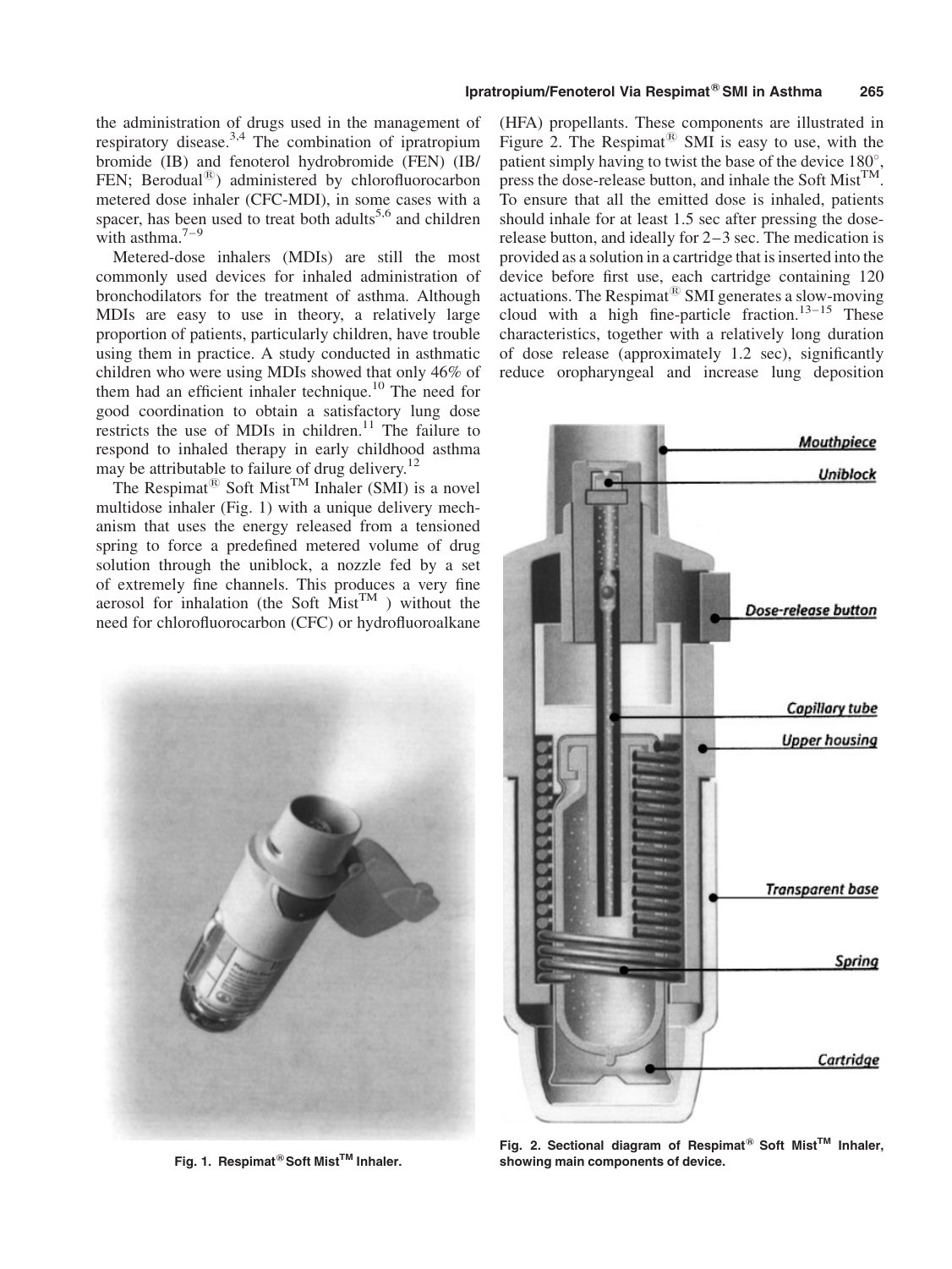the administration of drugs used in the management of respiratory disease.[3,4] The combination of ipratropium bromide (IB) and fenoterol hydrobromide (FEN) (IB/FEN; Berodual®) administered by chlorofluorocarbon metered dose inhaler (CFC-MDI), in some cases with a spacer, has been used to treat both adults[5,6] and children with asthma.[7–9]

Metered-dose inhalers (MDIs) are still the most commonly used devices for inhaled administration of bronchodilators for the treatment of asthma. Although MDIs are easy to use in theory, a relatively large proportion of patients, particularly children, have trouble using them in practice. A study conducted in asthmatic children who were using MDIs showed that only 46% of them had an efficient inhaler technique.[10] The need for good coordination to obtain a satisfactory lung dose restricts the use of MDIs in children.[11] The failure to respond to inhaled therapy in early childhood asthma may be attributable to failure of drug delivery.[12]

The Respimat® Soft Mist™ Inhaler (SMI) is a novel multidose inhaler (Fig. 1) with a unique delivery mechanism that uses the energy released from a tensioned spring to force a predefined metered volume of drug solution through the uniblock, a nozzle fed by a set of extremely fine channels. This produces a very fine aerosol for inhalation (the Soft Mist™ ) without the need for chlorofluorocarbon (CFC) or hydrofluoroalkane (HFA) propellants. These components are illustrated in Figure 2. The Respimat® SMI is easy to use, with the patient simply having to twist the base of the device 180°, press the dose-release button, and inhale the Soft Mist™. To ensure that all the emitted dose is inhaled, patients should inhale for at least 1.5 sec after pressing the dose-release button, and ideally for 2–3 sec. The medication is provided as a solution in a cartridge that is inserted into the device before first use, each cartridge containing 120 actuations. The Respimat® SMI generates a slow-moving cloud with a high fine-particle fraction.[13–15] These characteristics, together with a relatively long duration of dose release (approximately 1.2 sec), significantly reduce oropharyngeal and increase lung deposition

**Fig. 1. Respimat® Soft Mist™ Inhaler.**

**Fig. 2. Sectional diagram of Respimat® Soft Mist™ Inhaler, showing main components of device.**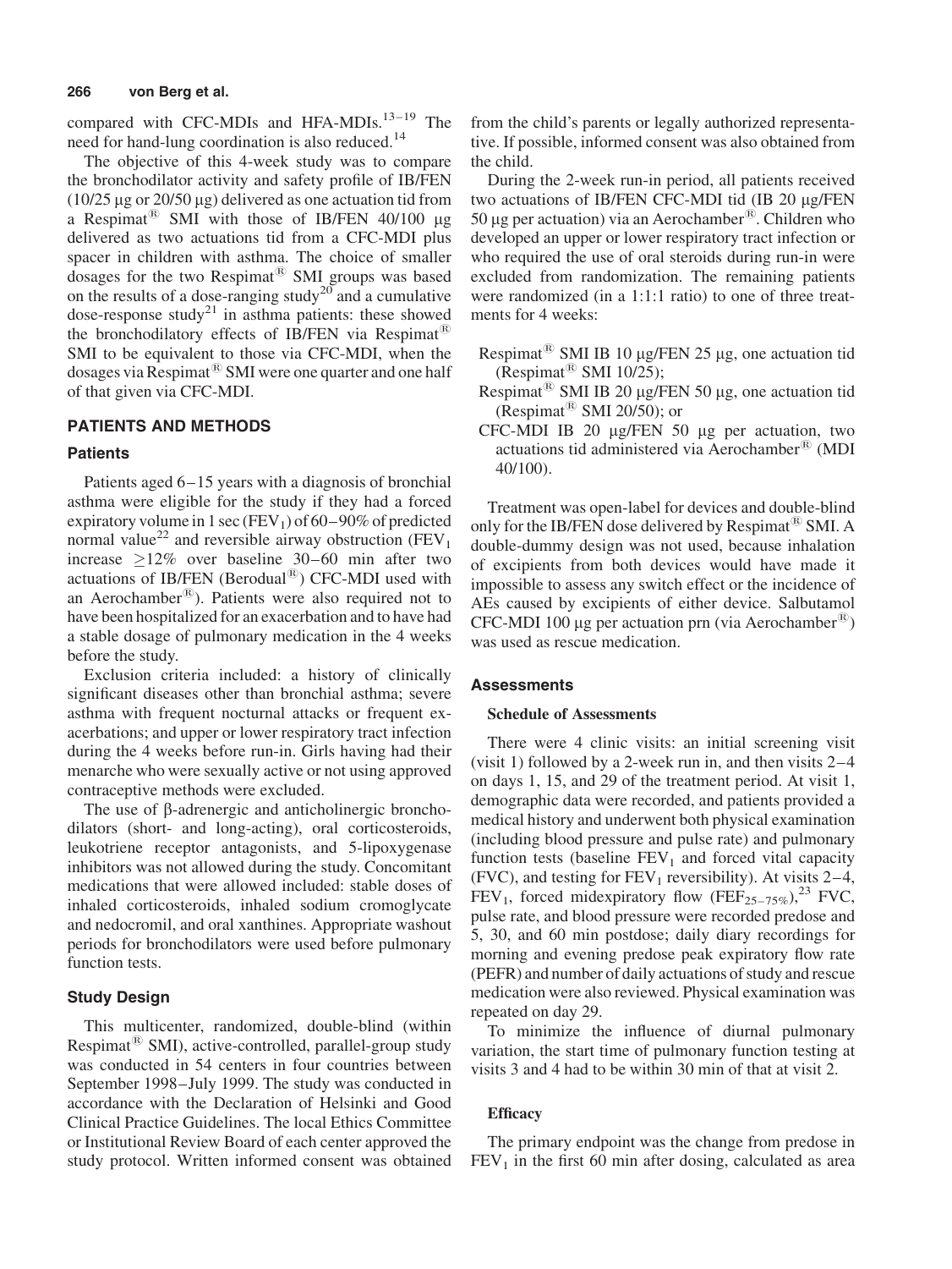compared with CFC-MDIs and HFA-MDIs.[13–19] The need for hand-lung coordination is also reduced.[14]

The objective of this 4-week study was to compare the bronchodilator activity and safety profile of IB/FEN (10/25 μg or 20/50 μg) delivered as one actuation tid from a Respimat® SMI with those of IB/FEN 40/100 μg delivered as two actuations tid from a CFC-MDI plus spacer in children with asthma. The choice of smaller dosages for the two Respimat® SMI groups was based on the results of a dose-ranging study[20] and a cumulative dose-response study[21] in asthma patients: these showed the bronchodilatory effects of IB/FEN via Respimat® SMI to be equivalent to those via CFC-MDI, when the dosages via Respimat® SMI were one quarter and one half of that given via CFC-MDI.

## PATIENTS AND METHODS

### Patients

Patients aged 6–15 years with a diagnosis of bronchial asthma were eligible for the study if they had a forced expiratory volume in 1 sec ($FEV_1$) of 60–90% of predicted normal value[22] and reversible airway obstruction ($FEV_1$ increase $\geq$12% over baseline 30–60 min after two actuations of IB/FEN (Berodual®) CFC-MDI used with an Aerochamber®). Patients were also required not to have been hospitalized for an exacerbation and to have had a stable dosage of pulmonary medication in the 4 weeks before the study.

Exclusion criteria included: a history of clinically significant diseases other than bronchial asthma; severe asthma with frequent nocturnal attacks or frequent exacerbations; and upper or lower respiratory tract infection during the 4 weeks before run-in. Girls having had their menarche who were sexually active or not using approved contraceptive methods were excluded.

The use of β-adrenergic and anticholinergic bronchodilators (short- and long-acting), oral corticosteroids, leukotriene receptor antagonists, and 5-lipoxygenase inhibitors was not allowed during the study. Concomitant medications that were allowed included: stable doses of inhaled corticosteroids, inhaled sodium cromoglycate and nedocromil, and oral xanthines. Appropriate washout periods for bronchodilators were used before pulmonary function tests.

### Study Design

This multicenter, randomized, double-blind (within Respimat® SMI), active-controlled, parallel-group study was conducted in 54 centers in four countries between September 1998–July 1999. The study was conducted in accordance with the Declaration of Helsinki and Good Clinical Practice Guidelines. The local Ethics Committee or Institutional Review Board of each center approved the study protocol. Written informed consent was obtained from the child's parents or legally authorized representative. If possible, informed consent was also obtained from the child.

During the 2-week run-in period, all patients received two actuations of IB/FEN CFC-MDI tid (IB 20 μg/FEN 50 μg per actuation) via an Aerochamber®. Children who developed an upper or lower respiratory tract infection or who required the use of oral steroids during run-in were excluded from randomization. The remaining patients were randomized (in a 1:1:1 ratio) to one of three treatments for 4 weeks:

- Respimat® SMI IB 10 μg/FEN 25 μg, one actuation tid (Respimat® SMI 10/25);
- Respimat® SMI IB 20 μg/FEN 50 μg, one actuation tid (Respimat® SMI 20/50); or
- CFC-MDI IB 20 μg/FEN 50 μg per actuation, two actuations tid administered via Aerochamber® (MDI 40/100).

Treatment was open-label for devices and double-blind only for the IB/FEN dose delivered by Respimat® SMI. A double-dummy design was not used, because inhalation of excipients from both devices would have made it impossible to assess any switch effect or the incidence of AEs caused by excipients of either device. Salbutamol CFC-MDI 100 μg per actuation prn (via Aerochamber®) was used as rescue medication.

### Assessments

#### Schedule of Assessments

There were 4 clinic visits: an initial screening visit (visit 1) followed by a 2-week run in, and then visits 2–4 on days 1, 15, and 29 of the treatment period. At visit 1, demographic data were recorded, and patients provided a medical history and underwent both physical examination (including blood pressure and pulse rate) and pulmonary function tests (baseline $FEV_1$ and forced vital capacity (FVC), and testing for $FEV_1$ reversibility). At visits 2–4, $FEV_1$, forced midexpiratory flow ($FEF_{25-75\%}$),[23] FVC, pulse rate, and blood pressure were recorded predose and 5, 30, and 60 min postdose; daily diary recordings for morning and evening predose peak expiratory flow rate (PEFR) and number of daily actuations of study and rescue medication were also reviewed. Physical examination was repeated on day 29.

To minimize the influence of diurnal pulmonary variation, the start time of pulmonary function testing at visits 3 and 4 had to be within 30 min of that at visit 2.

#### Efficacy

The primary endpoint was the change from predose in $FEV_1$ in the first 60 min after dosing, calculated as area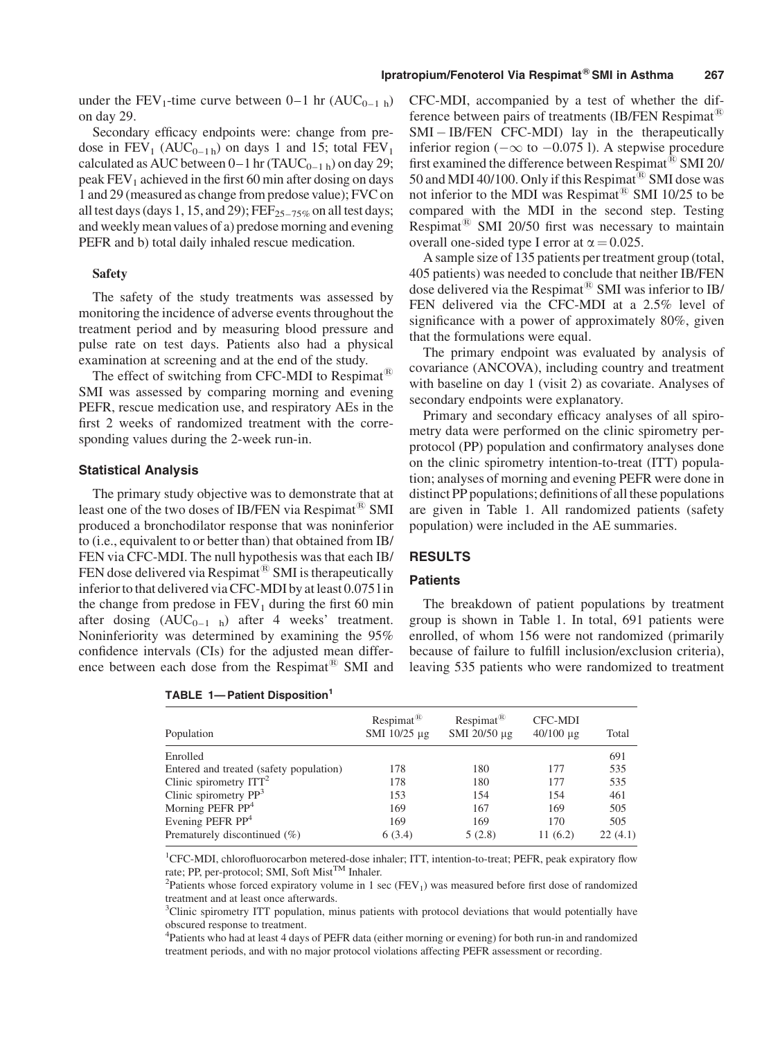under the $FEV_1$-time curve between 0–1 hr ($AUC_{0-1\ h}$) on day 29.

Secondary efficacy endpoints were: change from predose in $FEV_1$ ($AUC_{0-1\ h}$) on days 1 and 15; total $FEV_1$ calculated as AUC between 0–1 hr ($TAUC_{0-1\ h}$) on day 29; peak $FEV_1$ achieved in the first 60 min after dosing on days 1 and 29 (measured as change from predose value); FVC on all test days (days 1, 15, and 29); $FEF_{25-75\%}$ on all test days; and weekly mean values of a) predose morning and evening PEFR and b) total daily inhaled rescue medication.

### Safety

The safety of the study treatments was assessed by monitoring the incidence of adverse events throughout the treatment period and by measuring blood pressure and pulse rate on test days. Patients also had a physical examination at screening and at the end of the study.

The effect of switching from CFC-MDI to Respimat® SMI was assessed by comparing morning and evening PEFR, rescue medication use, and respiratory AEs in the first 2 weeks of randomized treatment with the corresponding values during the 2-week run-in.

## Statistical Analysis

The primary study objective was to demonstrate that at least one of the two doses of IB/FEN via Respimat® SMI produced a bronchodilator response that was noninferior to (i.e., equivalent to or better than) that obtained from IB/FEN via CFC-MDI. The null hypothesis was that each IB/FEN dose delivered via Respimat® SMI is therapeutically inferior to that delivered via CFC-MDI by at least 0.075 l in the change from predose in $FEV_1$ during the first 60 min after dosing ($AUC_{0-1\ h}$) after 4 weeks' treatment. Noninferiority was determined by examining the 95% confidence intervals (CIs) for the adjusted mean difference between each dose from the Respimat® SMI and CFC-MDI, accompanied by a test of whether the difference between pairs of treatments (IB/FEN Respimat® SMI − IB/FEN CFC-MDI) lay in the therapeutically inferior region ($-\infty$ to $-0.075$ l). A stepwise procedure first examined the difference between Respimat® SMI 20/50 and MDI 40/100. Only if this Respimat® SMI dose was not inferior to the MDI was Respimat® SMI 10/25 to be compared with the MDI in the second step. Testing Respimat® SMI 20/50 first was necessary to maintain overall one-sided type I error at $\alpha = 0.025$.

A sample size of 135 patients per treatment group (total, 405 patients) was needed to conclude that neither IB/FEN dose delivered via the Respimat® SMI was inferior to IB/FEN delivered via the CFC-MDI at a 2.5% level of significance with a power of approximately 80%, given that the formulations were equal.

The primary endpoint was evaluated by analysis of covariance (ANCOVA), including country and treatment with baseline on day 1 (visit 2) as covariate. Analyses of secondary endpoints were explanatory.

Primary and secondary efficacy analyses of all spirometry data were performed on the clinic spirometry per-protocol (PP) population and confirmatory analyses done on the clinic spirometry intention-to-treat (ITT) population; analyses of morning and evening PEFR were done in distinct PP populations; definitions of all these populations are given in Table 1. All randomized patients (safety population) were included in the AE summaries.

## RESULTS

### Patients

The breakdown of patient populations by treatment group is shown in Table 1. In total, 691 patients were enrolled, of whom 156 were not randomized (primarily because of failure to fulfill inclusion/exclusion criteria), leaving 535 patients who were randomized to treatment

**TABLE 1—Patient Disposition[1]**

| Population | Respimat® SMI 10/25 µg | Respimat® SMI 20/50 µg | CFC-MDI 40/100 µg | Total |
|---|---|---|---|---|
| Enrolled | | | | 691 |
| Entered and treated (safety population) | 178 | 180 | 177 | 535 |
| Clinic spirometry ITT[2] | 178 | 180 | 177 | 535 |
| Clinic spirometry PP[3] | 153 | 154 | 154 | 461 |
| Morning PEFR PP[4] | 169 | 167 | 169 | 505 |
| Evening PEFR PP[4] | 169 | 169 | 170 | 505 |
| Prematurely discontinued (%) | 6 (3.4) | 5 (2.8) | 11 (6.2) | 22 (4.1) |

[1]CFC-MDI, chlorofluorocarbon metered-dose inhaler; ITT, intention-to-treat; PEFR, peak expiratory flow rate; PP, per-protocol; SMI, Soft Mist™ Inhaler.

[2]Patients whose forced expiratory volume in 1 sec ($FEV_1$) was measured before first dose of randomized treatment and at least once afterwards.

[3]Clinic spirometry ITT population, minus patients with protocol deviations that would potentially have obscured response to treatment.

[4]Patients who had at least 4 days of PEFR data (either morning or evening) for both run-in and randomized treatment periods, and with no major protocol violations affecting PEFR assessment or recording.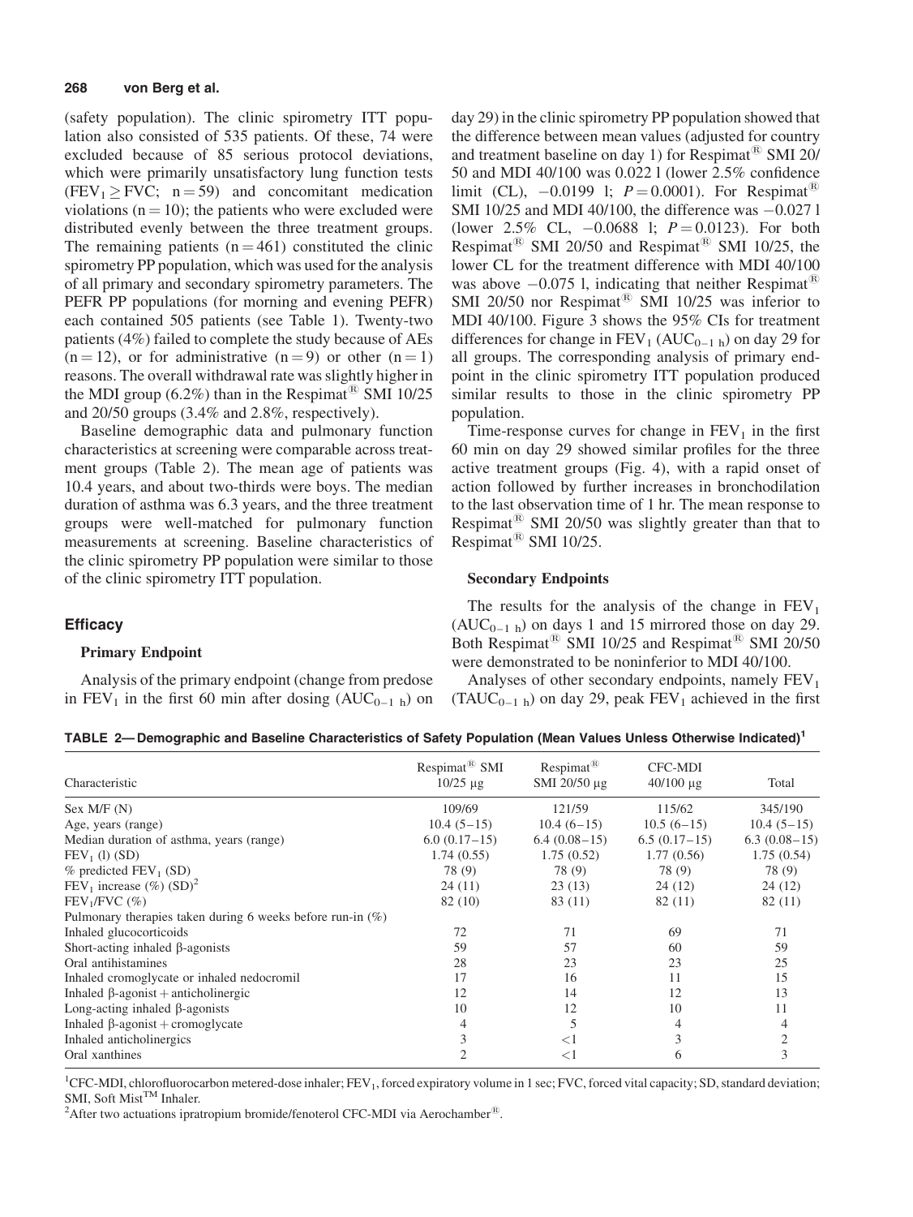(safety population). The clinic spirometry ITT population also consisted of 535 patients. Of these, 74 were excluded because of 85 serious protocol deviations, which were primarily unsatisfactory lung function tests ($FEV_1 \geq FVC$; $n = 59$) and concomitant medication violations ($n = 10$); the patients who were excluded were distributed evenly between the three treatment groups. The remaining patients ($n = 461$) constituted the clinic spirometry PP population, which was used for the analysis of all primary and secondary spirometry parameters. The PEFR PP populations (for morning and evening PEFR) each contained 505 patients (see Table 1). Twenty-two patients (4%) failed to complete the study because of AEs ($n = 12$), or for administrative ($n = 9$) or other ($n = 1$) reasons. The overall withdrawal rate was slightly higher in the MDI group (6.2%) than in the Respimat® SMI 10/25 and 20/50 groups (3.4% and 2.8%, respectively).

Baseline demographic data and pulmonary function characteristics at screening were comparable across treatment groups (Table 2). The mean age of patients was 10.4 years, and about two-thirds were boys. The median duration of asthma was 6.3 years, and the three treatment groups were well-matched for pulmonary function measurements at screening. Baseline characteristics of the clinic spirometry PP population were similar to those of the clinic spirometry ITT population.

## Efficacy

### Primary Endpoint

Analysis of the primary endpoint (change from predose in $FEV_1$ in the first 60 min after dosing ($AUC_{0-1\ h}$) on day 29) in the clinic spirometry PP population showed that the difference between mean values (adjusted for country and treatment baseline on day 1) for Respimat® SMI 20/50 and MDI 40/100 was 0.022 l (lower 2.5% confidence limit (CL), −0.0199 l; $P = 0.0001$). For Respimat® SMI 10/25 and MDI 40/100, the difference was −0.027 l (lower 2.5% CL, −0.0688 l; $P = 0.0123$). For both Respimat® SMI 20/50 and Respimat® SMI 10/25, the lower CL for the treatment difference with MDI 40/100 was above −0.075 l, indicating that neither Respimat® SMI 20/50 nor Respimat® SMI 10/25 was inferior to MDI 40/100. Figure 3 shows the 95% CIs for treatment differences for change in $FEV_1$ ($AUC_{0-1\ h}$) on day 29 for all groups. The corresponding analysis of primary endpoint in the clinic spirometry ITT population produced similar results to those in the clinic spirometry PP population.

Time-response curves for change in $FEV_1$ in the first 60 min on day 29 showed similar profiles for the three active treatment groups (Fig. 4), with a rapid onset of action followed by further increases in bronchodilation to the last observation time of 1 hr. The mean response to Respimat® SMI 20/50 was slightly greater than that to Respimat® SMI 10/25.

### Secondary Endpoints

The results for the analysis of the change in $FEV_1$ ($AUC_{0-1\ h}$) on days 1 and 15 mirrored those on day 29. Both Respimat® SMI 10/25 and Respimat® SMI 20/50 were demonstrated to be noninferior to MDI 40/100.

Analyses of other secondary endpoints, namely $FEV_1$ ($TAUC_{0-1\ h}$) on day 29, peak $FEV_1$ achieved in the first

**TABLE 2— Demographic and Baseline Characteristics of Safety Population (Mean Values Unless Otherwise Indicated)[1]**

| Characteristic | Respimat® SMI 10/25 µg | Respimat® SMI 20/50 µg | CFC-MDI 40/100 µg | Total |
|---|---|---|---|---|
| Sex M/F (N) | 109/69 | 121/59 | 115/62 | 345/190 |
| Age, years (range) | 10.4 (5–15) | 10.4 (6–15) | 10.5 (6–15) | 10.4 (5–15) |
| Median duration of asthma, years (range) | 6.0 (0.17–15) | 6.4 (0.08–15) | 6.5 (0.17–15) | 6.3 (0.08–15) |
| $FEV_1$ (l) (SD) | 1.74 (0.55) | 1.75 (0.52) | 1.77 (0.56) | 1.75 (0.54) |
| % predicted $FEV_1$ (SD) | 78 (9) | 78 (9) | 78 (9) | 78 (9) |
| $FEV_1$ increase (%) (SD)[2] | 24 (11) | 23 (13) | 24 (12) | 24 (12) |
| $FEV_1$/FVC (%) | 82 (10) | 83 (11) | 82 (11) | 82 (11) |
| Pulmonary therapies taken during 6 weeks before run-in (%) | | | | |
| Inhaled glucocorticoids | 72 | 71 | 69 | 71 |
| Short-acting inhaled β-agonists | 59 | 57 | 60 | 59 |
| Oral antihistamines | 28 | 23 | 23 | 25 |
| Inhaled cromoglycate or inhaled nedocromil | 17 | 16 | 11 | 15 |
| Inhaled β-agonist + anticholinergic | 12 | 14 | 12 | 13 |
| Long-acting inhaled β-agonists | 10 | 12 | 10 | 11 |
| Inhaled β-agonist + cromoglycate | 4 | 5 | 4 | 4 |
| Inhaled anticholinergics | 3 | <1 | 3 | 2 |
| Oral xanthines | 2 | <1 | 6 | 3 |

[1]CFC-MDI, chlorofluorocarbon metered-dose inhaler; $FEV_1$, forced expiratory volume in 1 sec; FVC, forced vital capacity; SD, standard deviation; SMI, Soft Mist™ Inhaler.

[2]After two actuations ipratropium bromide/fenoterol CFC-MDI via Aerochamber®.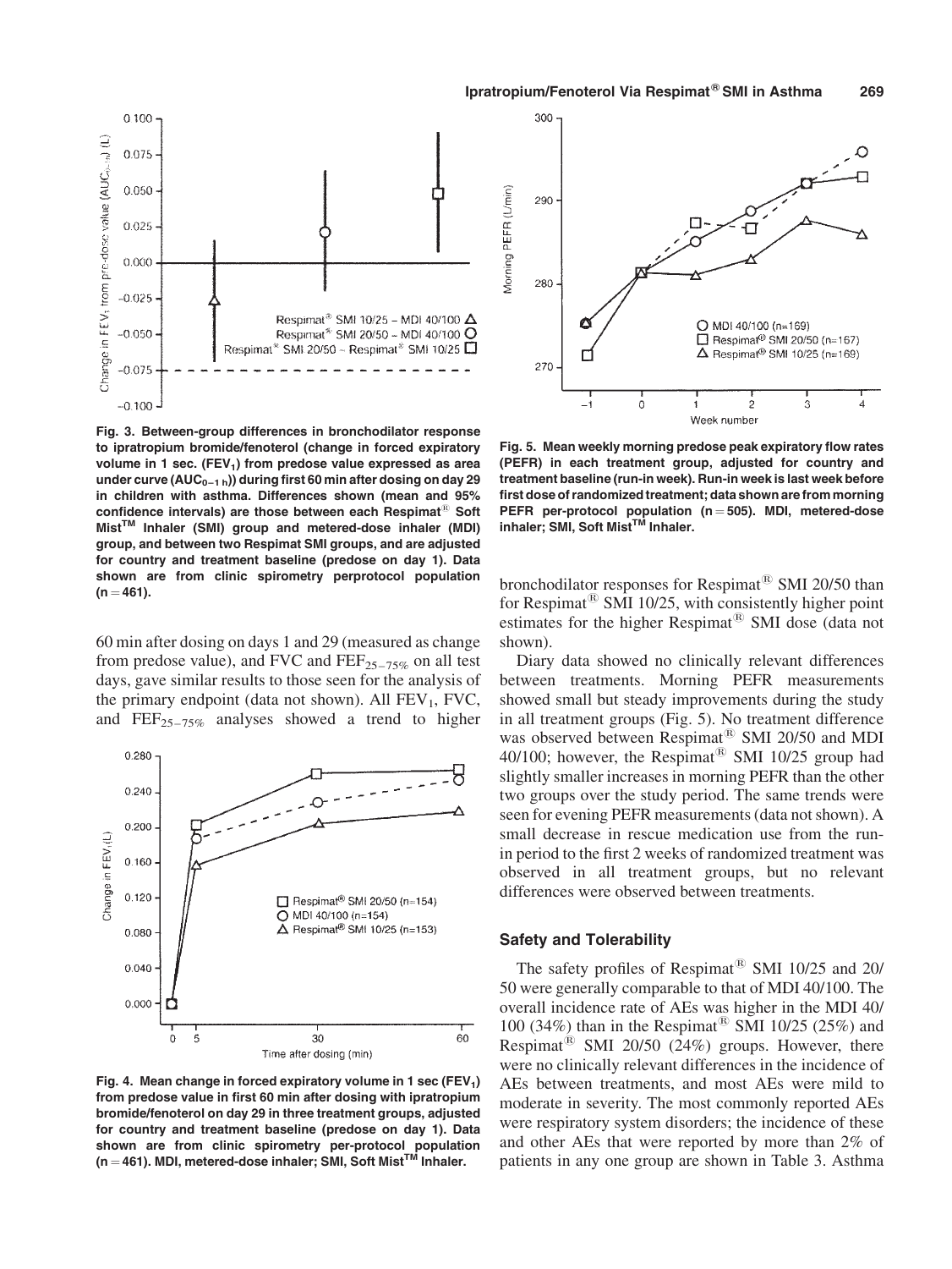Fig. 3. Between-group differences in bronchodilator response to ipratropium bromide/fenoterol (change in forced expiratory volume in 1 sec. ($FEV_1$) from predose value expressed as area under curve ($AUC_{0-1\,h}$)) during first 60 min after dosing on day 29 in children with asthma. Differences shown (mean and 95% confidence intervals) are those between each Respimat® Soft Mist™ Inhaler (SMI) group and metered-dose inhaler (MDI) group, and between two Respimat SMI groups, and are adjusted for country and treatment baseline (predose on day 1). Data shown are from clinic spirometry perprotocol population (n = 461).

60 min after dosing on days 1 and 29 (measured as change from predose value), and FVC and $FEF_{25-75\%}$ on all test days, gave similar results to those seen for the analysis of the primary endpoint (data not shown). All $FEV_1$, FVC, and $FEF_{25-75\%}$ analyses showed a trend to higher bronchodilator responses for Respimat® SMI 20/50 than for Respimat® SMI 10/25, with consistently higher point estimates for the higher Respimat® SMI dose (data not shown).

Fig. 4. Mean change in forced expiratory volume in 1 sec ($FEV_1$) from predose value in first 60 min after dosing with ipratropium bromide/fenoterol on day 29 in three treatment groups, adjusted for country and treatment baseline (predose on day 1). Data shown are from clinic spirometry per-protocol population (n = 461). MDI, metered-dose inhaler; SMI, Soft Mist™ Inhaler.

Fig. 5. Mean weekly morning predose peak expiratory flow rates (PEFR) in each treatment group, adjusted for country and treatment baseline (run-in week). Run-in week is last week before first dose of randomized treatment; data shown are from morning PEFR per-protocol population (n = 505). MDI, metered-dose inhaler; SMI, Soft Mist™ Inhaler.

Diary data showed no clinically relevant differences between treatments. Morning PEFR measurements showed small but steady improvements during the study in all treatment groups (Fig. 5). No treatment difference was observed between Respimat® SMI 20/50 and MDI 40/100; however, the Respimat® SMI 10/25 group had slightly smaller increases in morning PEFR than the other two groups over the study period. The same trends were seen for evening PEFR measurements (data not shown). A small decrease in rescue medication use from the run-in period to the first 2 weeks of randomized treatment was observed in all treatment groups, but no relevant differences were observed between treatments.

### Safety and Tolerability

The safety profiles of Respimat® SMI 10/25 and 20/50 were generally comparable to that of MDI 40/100. The overall incidence rate of AEs was higher in the MDI 40/100 (34%) than in the Respimat® SMI 10/25 (25%) and Respimat® SMI 20/50 (24%) groups. However, there were no clinically relevant differences in the incidence of AEs between treatments, and most AEs were mild to moderate in severity. The most commonly reported AEs were respiratory system disorders; the incidence of these and other AEs that were reported by more than 2% of patients in any one group are shown in Table 3. Asthma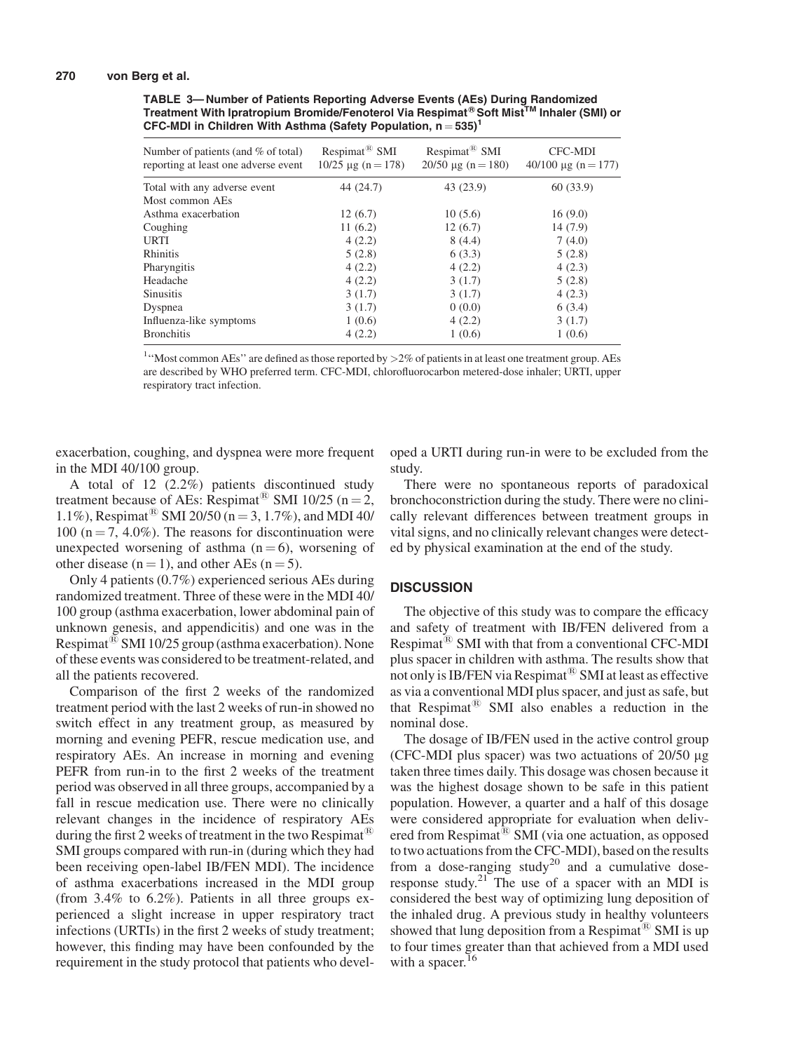**TABLE 3— Number of Patients Reporting Adverse Events (AEs) During Randomized Treatment With Ipratropium Bromide/Fenoterol Via Respimat® Soft Mist™ Inhaler (SMI) or CFC-MDI in Children With Asthma (Safety Population, n = 535)[1]**

| Number of patients (and % of total) reporting at least one adverse event | Respimat® SMI 10/25 μg (n = 178) | Respimat® SMI 20/50 μg (n = 180) | CFC-MDI 40/100 μg (n = 177) |
|---|---|---|---|
| Total with any adverse event | 44 (24.7) | 43 (23.9) | 60 (33.9) |
| Most common AEs | | | |
| Asthma exacerbation | 12 (6.7) | 10 (5.6) | 16 (9.0) |
| Coughing | 11 (6.2) | 12 (6.7) | 14 (7.9) |
| URTI | 4 (2.2) | 8 (4.4) | 7 (4.0) |
| Rhinitis | 5 (2.8) | 6 (3.3) | 5 (2.8) |
| Pharyngitis | 4 (2.2) | 4 (2.2) | 4 (2.3) |
| Headache | 4 (2.2) | 3 (1.7) | 5 (2.8) |
| Sinusitis | 3 (1.7) | 3 (1.7) | 4 (2.3) |
| Dyspnea | 3 (1.7) | 0 (0.0) | 6 (3.4) |
| Influenza-like symptoms | 1 (0.6) | 4 (2.2) | 3 (1.7) |
| Bronchitis | 4 (2.2) | 1 (0.6) | 1 (0.6) |

[1] "Most common AEs" are defined as those reported by >2% of patients in at least one treatment group. AEs are described by WHO preferred term. CFC-MDI, chlorofluorocarbon metered-dose inhaler; URTI, upper respiratory tract infection.

exacerbation, coughing, and dyspnea were more frequent in the MDI 40/100 group.

A total of 12 (2.2%) patients discontinued study treatment because of AEs: Respimat® SMI 10/25 (n = 2, 1.1%), Respimat® SMI 20/50 (n = 3, 1.7%), and MDI 40/100 (n = 7, 4.0%). The reasons for discontinuation were unexpected worsening of asthma (n = 6), worsening of other disease (n = 1), and other AEs (n = 5).

Only 4 patients (0.7%) experienced serious AEs during randomized treatment. Three of these were in the MDI 40/100 group (asthma exacerbation, lower abdominal pain of unknown genesis, and appendicitis) and one was in the Respimat® SMI 10/25 group (asthma exacerbation). None of these events was considered to be treatment-related, and all the patients recovered.

Comparison of the first 2 weeks of the randomized treatment period with the last 2 weeks of run-in showed no switch effect in any treatment group, as measured by morning and evening PEFR, rescue medication use, and respiratory AEs. An increase in morning and evening PEFR from run-in to the first 2 weeks of the treatment period was observed in all three groups, accompanied by a fall in rescue medication use. There were no clinically relevant changes in the incidence of respiratory AEs during the first 2 weeks of treatment in the two Respimat® SMI groups compared with run-in (during which they had been receiving open-label IB/FEN MDI). The incidence of asthma exacerbations increased in the MDI group (from 3.4% to 6.2%). Patients in all three groups experienced a slight increase in upper respiratory tract infections (URTIs) in the first 2 weeks of study treatment; however, this finding may have been confounded by the requirement in the study protocol that patients who developed a URTI during run-in were to be excluded from the study.

There were no spontaneous reports of paradoxical bronchoconstriction during the study. There were no clinically relevant differences between treatment groups in vital signs, and no clinically relevant changes were detected by physical examination at the end of the study.

## DISCUSSION

The objective of this study was to compare the efficacy and safety of treatment with IB/FEN delivered from a Respimat® SMI with that from a conventional CFC-MDI plus spacer in children with asthma. The results show that not only is IB/FEN via Respimat® SMI at least as effective as via a conventional MDI plus spacer, and just as safe, but that Respimat® SMI also enables a reduction in the nominal dose.

The dosage of IB/FEN used in the active control group (CFC-MDI plus spacer) was two actuations of 20/50 μg taken three times daily. This dosage was chosen because it was the highest dosage shown to be safe in this patient population. However, a quarter and a half of this dosage were considered appropriate for evaluation when delivered from Respimat® SMI (via one actuation, as opposed to two actuations from the CFC-MDI), based on the results from a dose-ranging study[20] and a cumulative dose-response study.[21] The use of a spacer with an MDI is considered the best way of optimizing lung deposition of the inhaled drug. A previous study in healthy volunteers showed that lung deposition from a Respimat® SMI is up to four times greater than that achieved from a MDI used with a spacer.[16]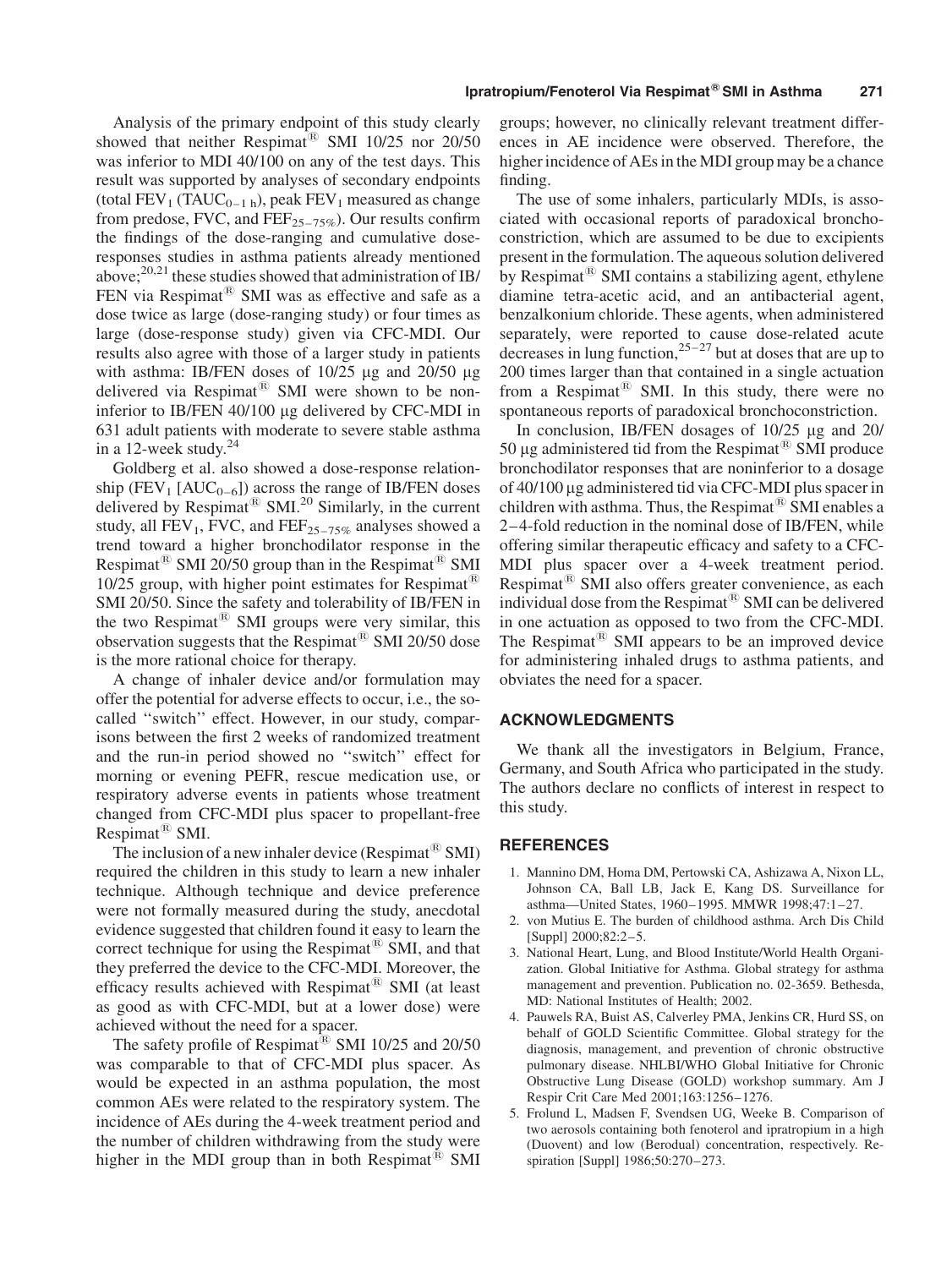Analysis of the primary endpoint of this study clearly showed that neither Respimat® SMI 10/25 nor 20/50 was inferior to MDI 40/100 on any of the test days. This result was supported by analyses of secondary endpoints (total $FEV_1$ ($TAUC_{0-1\,h}$), peak $FEV_1$ measured as change from predose, FVC, and $FEF_{25-75\%}$). Our results confirm the findings of the dose-ranging and cumulative dose-responses studies in asthma patients already mentioned above;[20,21] these studies showed that administration of IB/FEN via Respimat® SMI was as effective and safe as a dose twice as large (dose-ranging study) or four times as large (dose-response study) given via CFC-MDI. Our results also agree with those of a larger study in patients with asthma: IB/FEN doses of 10/25 μg and 20/50 μg delivered via Respimat® SMI were shown to be noninferior to IB/FEN 40/100 μg delivered by CFC-MDI in 631 adult patients with moderate to severe stable asthma in a 12-week study.[24]

Goldberg et al. also showed a dose-response relationship ($FEV_1$ [$AUC_{0-6}$]) across the range of IB/FEN doses delivered by Respimat® SMI.[20] Similarly, in the current study, all $FEV_1$, FVC, and $FEF_{25-75\%}$ analyses showed a trend toward a higher bronchodilator response in the Respimat® SMI 20/50 group than in the Respimat® SMI 10/25 group, with higher point estimates for Respimat® SMI 20/50. Since the safety and tolerability of IB/FEN in the two Respimat® SMI groups were very similar, this observation suggests that the Respimat® SMI 20/50 dose is the more rational choice for therapy.

A change of inhaler device and/or formulation may offer the potential for adverse effects to occur, i.e., the so-called ''switch'' effect. However, in our study, comparisons between the first 2 weeks of randomized treatment and the run-in period showed no ''switch'' effect for morning or evening PEFR, rescue medication use, or respiratory adverse events in patients whose treatment changed from CFC-MDI plus spacer to propellant-free Respimat® SMI.

The inclusion of a new inhaler device (Respimat® SMI) required the children in this study to learn a new inhaler technique. Although technique and device preference were not formally measured during the study, anecdotal evidence suggested that children found it easy to learn the correct technique for using the Respimat® SMI, and that they preferred the device to the CFC-MDI. Moreover, the efficacy results achieved with Respimat® SMI (at least as good as with CFC-MDI, but at a lower dose) were achieved without the need for a spacer.

The safety profile of Respimat® SMI 10/25 and 20/50 was comparable to that of CFC-MDI plus spacer. As would be expected in an asthma population, the most common AEs were related to the respiratory system. The incidence of AEs during the 4-week treatment period and the number of children withdrawing from the study were higher in the MDI group than in both Respimat® SMI groups; however, no clinically relevant treatment differences in AE incidence were observed. Therefore, the higher incidence of AEs in the MDI group may be a chance finding.

The use of some inhalers, particularly MDIs, is associated with occasional reports of paradoxical bronchoconstriction, which are assumed to be due to excipients present in the formulation. The aqueous solution delivered by Respimat® SMI contains a stabilizing agent, ethylene diamine tetra-acetic acid, and an antibacterial agent, benzalkonium chloride. These agents, when administered separately, were reported to cause dose-related acute decreases in lung function,[25–27] but at doses that are up to 200 times larger than that contained in a single actuation from a Respimat® SMI. In this study, there were no spontaneous reports of paradoxical bronchoconstriction.

In conclusion, IB/FEN dosages of 10/25 μg and 20/50 μg administered tid from the Respimat® SMI produce bronchodilator responses that are noninferior to a dosage of 40/100 μg administered tid via CFC-MDI plus spacer in children with asthma. Thus, the Respimat® SMI enables a 2–4-fold reduction in the nominal dose of IB/FEN, while offering similar therapeutic efficacy and safety to a CFC-MDI plus spacer over a 4-week treatment period. Respimat® SMI also offers greater convenience, as each individual dose from the Respimat® SMI can be delivered in one actuation as opposed to two from the CFC-MDI. The Respimat® SMI appears to be an improved device for administering inhaled drugs to asthma patients, and obviates the need for a spacer.

## ACKNOWLEDGMENTS

We thank all the investigators in Belgium, France, Germany, and South Africa who participated in the study. The authors declare no conflicts of interest in respect to this study.

## REFERENCES

1. Mannino DM, Homa DM, Pertowski CA, Ashizawa A, Nixon LL, Johnson CA, Ball LB, Jack E, Kang DS. Surveillance for asthma—United States, 1960–1995. MMWR 1998;47:1–27.
2. von Mutius E. The burden of childhood asthma. Arch Dis Child [Suppl] 2000;82:2–5.
3. National Heart, Lung, and Blood Institute/World Health Organization. Global Initiative for Asthma. Global strategy for asthma management and prevention. Publication no. 02-3659. Bethesda, MD: National Institutes of Health; 2002.
4. Pauwels RA, Buist AS, Calverley PMA, Jenkins CR, Hurd SS, on behalf of GOLD Scientific Committee. Global strategy for the diagnosis, management, and prevention of chronic obstructive pulmonary disease. NHLBI/WHO Global Initiative for Chronic Obstructive Lung Disease (GOLD) workshop summary. Am J Respir Crit Care Med 2001;163:1256–1276.
5. Frolund L, Madsen F, Svendsen UG, Weeke B. Comparison of two aerosols containing both fenoterol and ipratropium in a high (Duovent) and low (Berodual) concentration, respectively. Respiration [Suppl] 1986;50:270–273.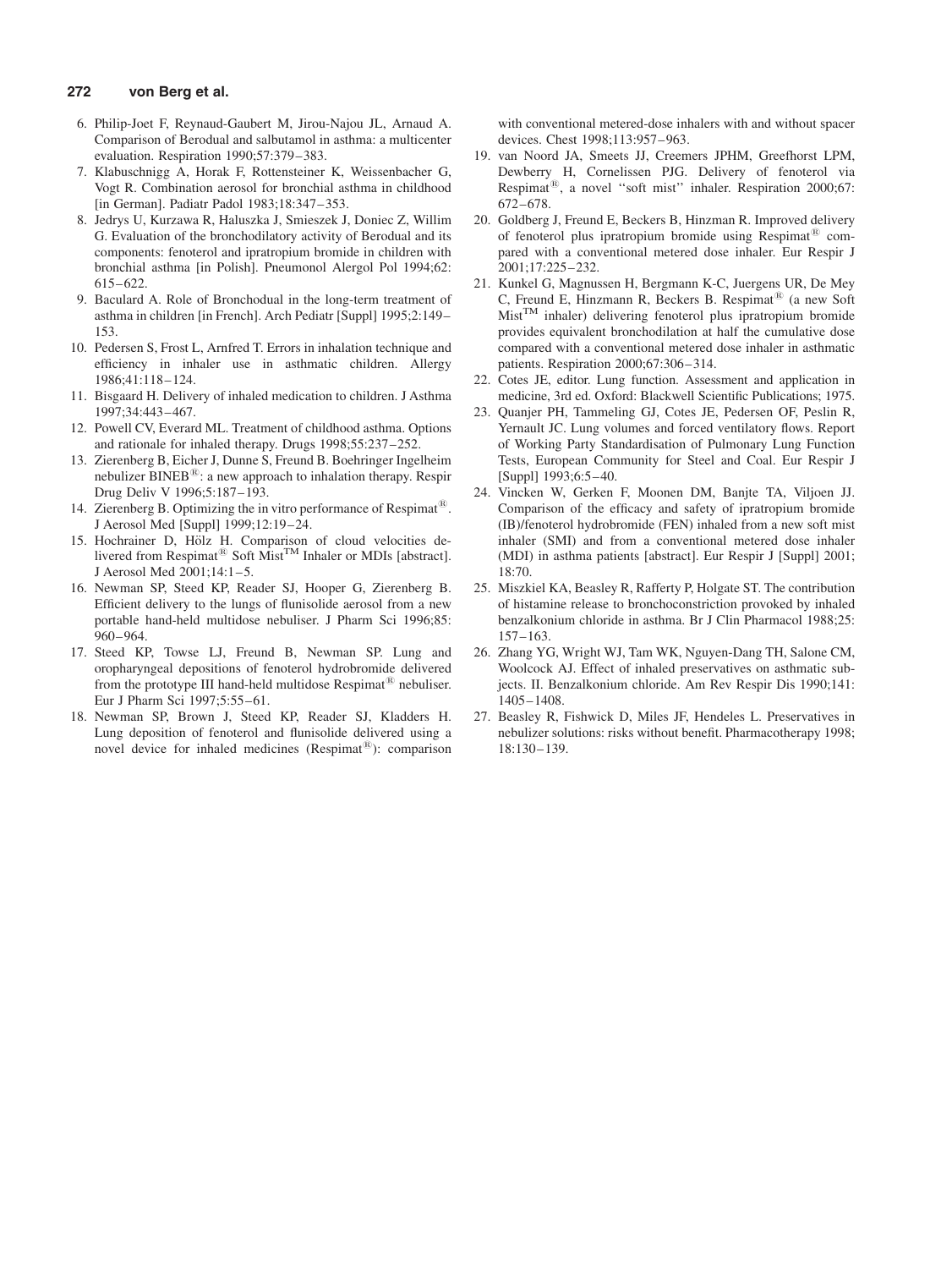6. Philip-Joet F, Reynaud-Gaubert M, Jirou-Najou JL, Arnaud A. Comparison of Berodual and salbutamol in asthma: a multicenter evaluation. Respiration 1990;57:379–383.
7. Klabuschnigg A, Horak F, Rottensteiner K, Weissenbacher G, Vogt R. Combination aerosol for bronchial asthma in childhood [in German]. Padiatr Padol 1983;18:347–353.
8. Jedrys U, Kurzawa R, Haluszka J, Smieszek J, Doniec Z, Willim G. Evaluation of the bronchodilatory activity of Berodual and its components: fenoterol and ipratropium bromide in children with bronchial asthma [in Polish]. Pneumonol Alergol Pol 1994;62: 615–622.
9. Baculard A. Role of Bronchodual in the long-term treatment of asthma in children [in French]. Arch Pediatr [Suppl] 1995;2:149–153.
10. Pedersen S, Frost L, Arnfred T. Errors in inhalation technique and efficiency in inhaler use in asthmatic children. Allergy 1986;41:118–124.
11. Bisgaard H. Delivery of inhaled medication to children. J Asthma 1997;34:443–467.
12. Powell CV, Everard ML. Treatment of childhood asthma. Options and rationale for inhaled therapy. Drugs 1998;55:237–252.
13. Zierenberg B, Eicher J, Dunne S, Freund B. Boehringer Ingelheim nebulizer BINEB®: a new approach to inhalation therapy. Respir Drug Deliv V 1996;5:187–193.
14. Zierenberg B. Optimizing the in vitro performance of Respimat®. J Aerosol Med [Suppl] 1999;12:19–24.
15. Hochrainer D, Hölz H. Comparison of cloud velocities delivered from Respimat® Soft Mist™ Inhaler or MDIs [abstract]. J Aerosol Med 2001;14:1–5.
16. Newman SP, Steed KP, Reader SJ, Hooper G, Zierenberg B. Efficient delivery to the lungs of flunisolide aerosol from a new portable hand-held multidose nebuliser. J Pharm Sci 1996;85: 960–964.
17. Steed KP, Towse LJ, Freund B, Newman SP. Lung and oropharyngeal depositions of fenoterol hydrobromide delivered from the prototype III hand-held multidose Respimat® nebuliser. Eur J Pharm Sci 1997;5:55–61.
18. Newman SP, Brown J, Steed KP, Reader SJ, Kladders H. Lung deposition of fenoterol and flunisolide delivered using a novel device for inhaled medicines (Respimat®): comparison with conventional metered-dose inhalers with and without spacer devices. Chest 1998;113:957–963.
19. van Noord JA, Smeets JJ, Creemers JPHM, Greefhorst LPM, Dewberry H, Cornelissen PJG. Delivery of fenoterol via Respimat®, a novel ''soft mist'' inhaler. Respiration 2000;67: 672–678.
20. Goldberg J, Freund E, Beckers B, Hinzman R. Improved delivery of fenoterol plus ipratropium bromide using Respimat® compared with a conventional metered dose inhaler. Eur Respir J 2001;17:225–232.
21. Kunkel G, Magnussen H, Bergmann K-C, Juergens UR, De Mey C, Freund E, Hinzmann R, Beckers B. Respimat® (a new Soft Mist™ inhaler) delivering fenoterol plus ipratropium bromide provides equivalent bronchodilation at half the cumulative dose compared with a conventional metered dose inhaler in asthmatic patients. Respiration 2000;67:306–314.
22. Cotes JE, editor. Lung function. Assessment and application in medicine, 3rd ed. Oxford: Blackwell Scientific Publications; 1975.
23. Quanjer PH, Tammeling GJ, Cotes JE, Pedersen OF, Peslin R, Yernault JC. Lung volumes and forced ventilatory flows. Report of Working Party Standardisation of Pulmonary Lung Function Tests, European Community for Steel and Coal. Eur Respir J [Suppl] 1993;6:5–40.
24. Vincken W, Gerken F, Moonen DM, Banjte TA, Viljoen JJ. Comparison of the efficacy and safety of ipratropium bromide (IB)/fenoterol hydrobromide (FEN) inhaled from a new soft mist inhaler (SMI) and from a conventional metered dose inhaler (MDI) in asthma patients [abstract]. Eur Respir J [Suppl] 2001; 18:70.
25. Miszkiel KA, Beasley R, Rafferty P, Holgate ST. The contribution of histamine release to bronchoconstriction provoked by inhaled benzalkonium chloride in asthma. Br J Clin Pharmacol 1988;25: 157–163.
26. Zhang YG, Wright WJ, Tam WK, Nguyen-Dang TH, Salone CM, Woolcock AJ. Effect of inhaled preservatives on asthmatic subjects. II. Benzalkonium chloride. Am Rev Respir Dis 1990;141: 1405–1408.
27. Beasley R, Fishwick D, Miles JF, Hendeles L. Preservatives in nebulizer solutions: risks without benefit. Pharmacotherapy 1998; 18:130–139.